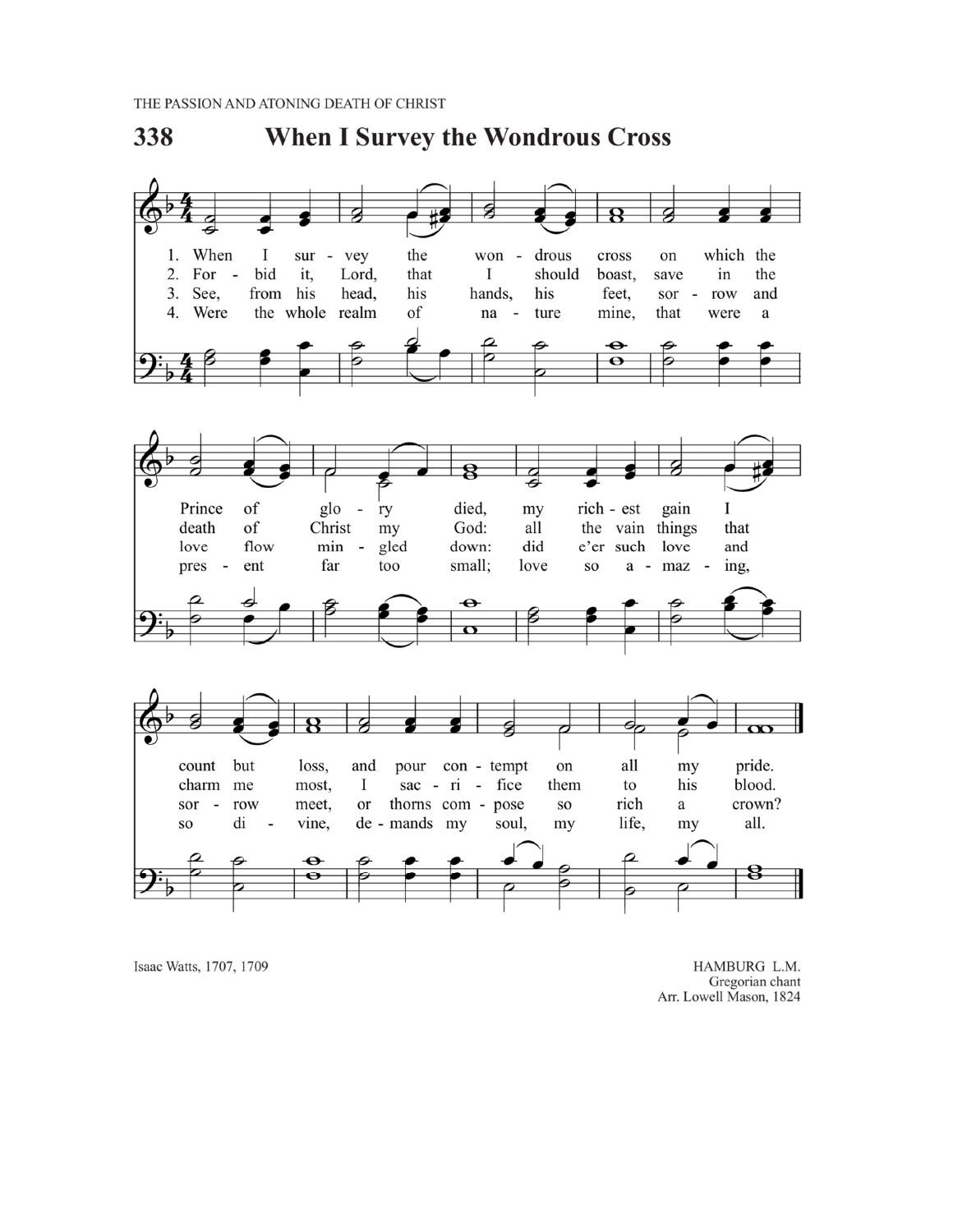THE PASSION AND ATONING DEATH OF CHRIST

# 338 When I Survey the Wondrous Cross

1. When I survey the wondrous cross on which the Prince of glory died, my richest gain I count but loss, and pour contempt on all my pride.

2. Forbid it, Lord, that I should boast, save in the death of Christ my God: all the vain things that charm me most, I sacrifice them to his blood.

3. See, from his head, his hands, his feet, sorrow and love flow mingled down: did e'er such love and sorrow meet, or thorns compose so rich a crown?

4. Were the whole realm of nature mine, that were a present far too small; love so amazing, so divine, demands my soul, my life, my all.

Isaac Watts, 1707, 1709

HAMBURG L.M.
Gregorian chant
Arr. Lowell Mason, 1824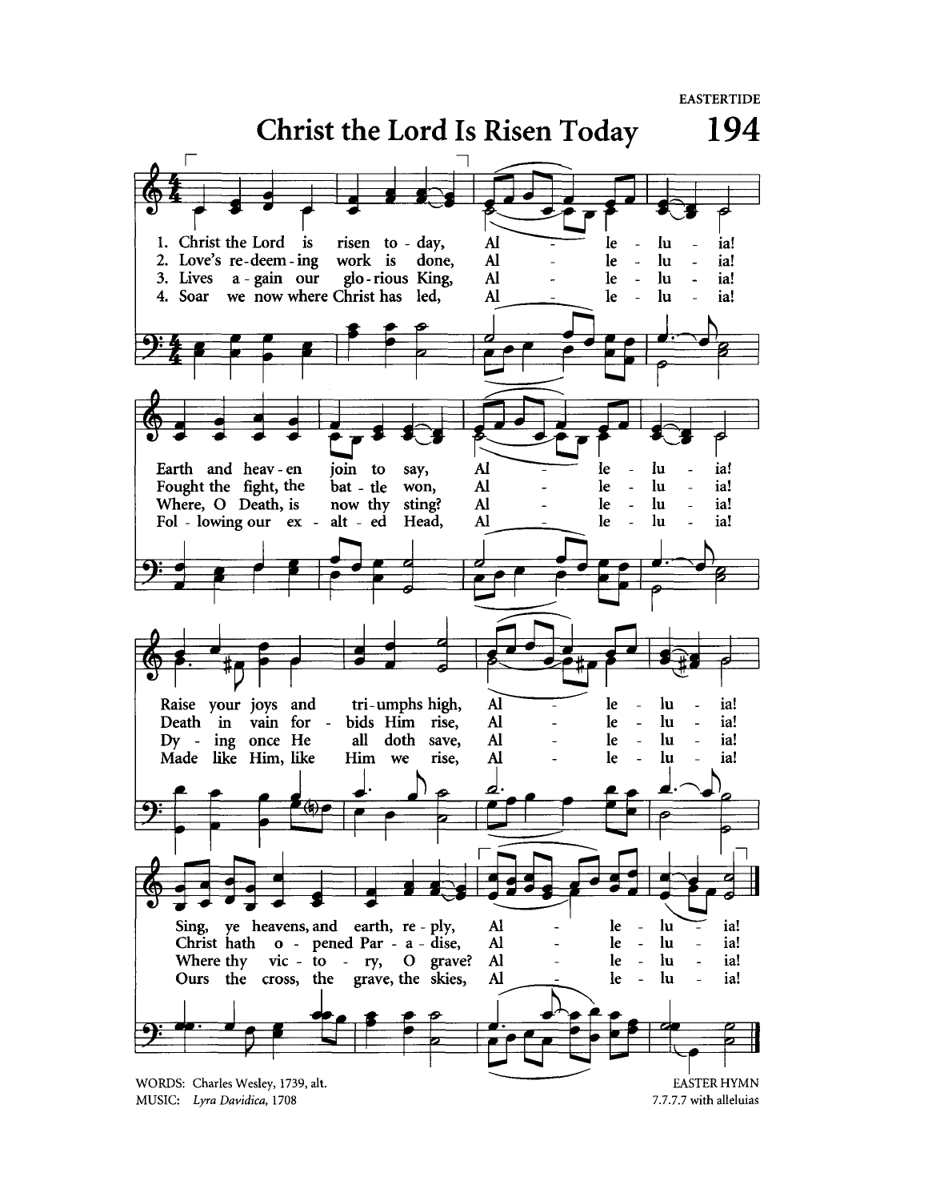EASTERTIDE

# Christ the Lord Is Risen Today

194

1. Christ the Lord is risen to - day, Al - le - lu - ia!
Earth and heav - en join to say, Al - le - lu - ia!
Raise your joys and tri - umphs high, Al - le - lu - ia!
Sing, ye heavens, and earth, re - ply, Al - le - lu - ia!

2. Love's re - deem - ing work is done, Al - le - lu - ia!
Fought the fight, the bat - tle won, Al - le - lu - ia!
Death in vain for - bids Him rise, Al - le - lu - ia!
Christ hath o - pened Par - a - dise, Al - le - lu - ia!

3. Lives a - gain our glo - rious King, Al - le - lu - ia!
Where, O Death, is now thy sting? Al - le - lu - ia!
Dy - ing once He all doth save, Al - le - lu - ia!
Where thy vic - to - ry, O grave? Al - le - lu - ia!

4. Soar we now where Christ has led, Al - le - lu - ia!
Fol - lowing our ex - alt - ed Head, Al - le - lu - ia!
Made like Him, like Him we rise, Al - le - lu - ia!
Ours the cross, the grave, the skies, Al - le - lu - ia!

WORDS: Charles Wesley, 1739, alt.
MUSIC: *Lyra Davidica*, 1708

EASTER HYMN
7.7.7.7 with alleluias